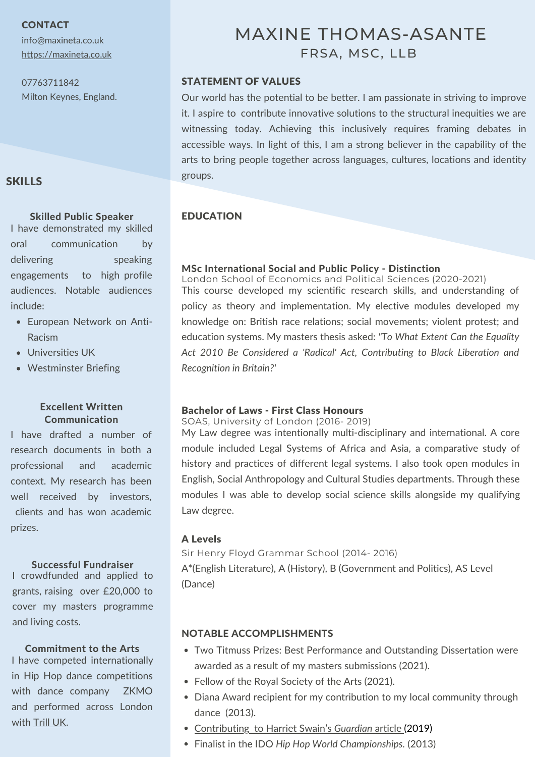# MAXINE THOMAS-ASANTE

FRSA, MSC, LLB

## CONTACT

info@maxineta.co.uk
[https://maxineta.co.uk](https://maxineta.co.uk)

07763711842
Milton Keynes, England.

## SKILLS

### Skilled Public Speaker

I have demonstrated my skilled oral communication by delivering speaking engagements to high profile audiences. Notable audiences include:

- European Network on Anti-Racism
- Universities UK
- Westminster Briefing

### Excellent Written Communication

I have drafted a number of research documents in both a professional and academic context. My research has been well received by investors, clients and has won academic prizes.

### Successful Fundraiser

I crowdfunded and applied to grants, raising over £20,000 to cover my masters programme and living costs.

### Commitment to the Arts

I have competed internationally in Hip Hop dance competitions with dance company ZKMO and performed across London with Trill UK.

## STATEMENT OF VALUES

Our world has the potential to be better. I am passionate in striving to improve it. I aspire to contribute innovative solutions to the structural inequities we are witnessing today. Achieving this inclusively requires framing debates in accessible ways. In light of this, I am a strong believer in the capability of the arts to bring people together across languages, cultures, locations and identity groups.

## EDUCATION

**MSc International Social and Public Policy - Distinction**
London School of Economics and Political Sciences (2020-2021)
This course developed my scientific research skills, and understanding of policy as theory and implementation. My elective modules developed my knowledge on: British race relations; social movements; violent protest; and education systems. My masters thesis asked: *"To What Extent Can the Equality Act 2010 Be Considered a 'Radical' Act, Contributing to Black Liberation and Recognition in Britain?'*

**Bachelor of Laws - First Class Honours**
SOAS, University of London (2016- 2019)
My Law degree was intentionally multi-disciplinary and international. A core module included Legal Systems of Africa and Asia, a comparative study of history and practices of different legal systems. I also took open modules in English, Social Anthropology and Cultural Studies departments. Through these modules I was able to develop social science skills alongside my qualifying Law degree.

**A Levels**
Sir Henry Floyd Grammar School (2014- 2016)
A*(English Literature), A (History), B (Government and Politics), AS Level (Dance)

## NOTABLE ACCOMPLISHMENTS

- Two Titmuss Prizes: Best Performance and Outstanding Dissertation were awarded as a result of my masters submissions (2021).
- Fellow of the Royal Society of the Arts (2021).
- Diana Award recipient for my contribution to my local community through dance (2013).
- Contributing to Harriet Swain's *Guardian* article (2019)
- Finalist in the IDO *Hip Hop World Championships.* (2013)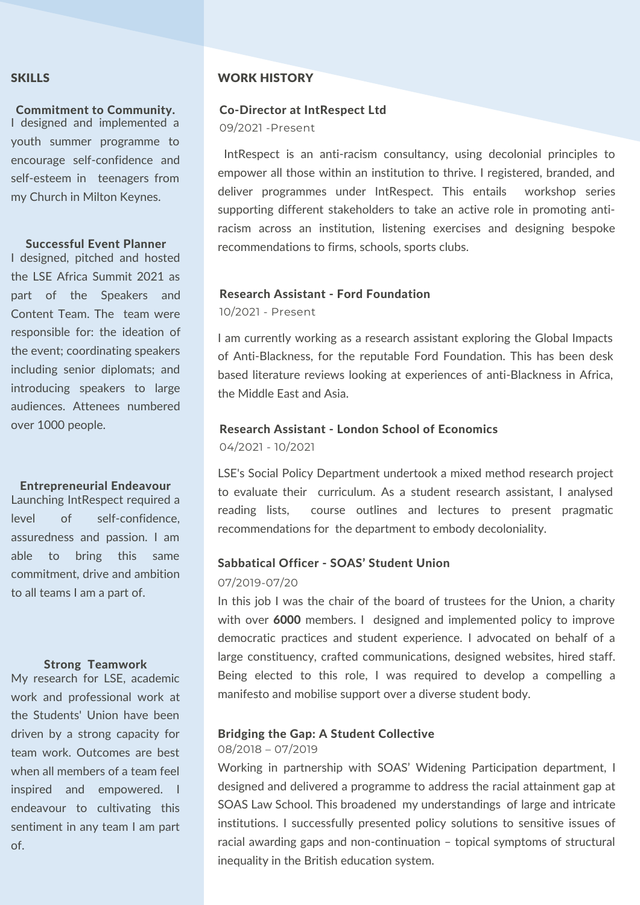## SKILLS

**Commitment to Community.**
I designed and implemented a youth summer programme to encourage self-confidence and self-esteem in teenagers from my Church in Milton Keynes.

**Successful Event Planner**
I designed, pitched and hosted the LSE Africa Summit 2021 as part of the Speakers and Content Team. The team were responsible for: the ideation of the event; coordinating speakers including senior diplomats; and introducing speakers to large audiences. Attenees numbered over 1000 people.

**Entrepreneurial Endeavour**
Launching IntRespect required a level of self-confidence, assuredness and passion. I am able to bring this same commitment, drive and ambition to all teams I am a part of.

**Strong Teamwork**
My research for LSE, academic work and professional work at the Students' Union have been driven by a strong capacity for team work. Outcomes are best when all members of a team feel inspired and empowered. I endeavour to cultivating this sentiment in any team I am part of.

## WORK HISTORY

**Co-Director at IntRespect Ltd**
09/2021 -Present

IntRespect is an anti-racism consultancy, using decolonial principles to empower all those within an institution to thrive. I registered, branded, and deliver programmes under IntRespect. This entails workshop series supporting different stakeholders to take an active role in promoting anti-racism across an institution, listening exercises and designing bespoke recommendations to firms, schools, sports clubs.

**Research Assistant - Ford Foundation**
10/2021 - Present

I am currently working as a research assistant exploring the Global Impacts of Anti-Blackness, for the reputable Ford Foundation. This has been desk based literature reviews looking at experiences of anti-Blackness in Africa, the Middle East and Asia.

**Research Assistant - London School of Economics**
04/2021 - 10/2021

LSE's Social Policy Department undertook a mixed method research project to evaluate their curriculum. As a student research assistant, I analysed reading lists, course outlines and lectures to present pragmatic recommendations for the department to embody decoloniality.

**Sabbatical Officer - SOAS' Student Union**
07/2019-07/20

In this job I was the chair of the board of trustees for the Union, a charity with over **6000** members. I designed and implemented policy to improve democratic practices and student experience. I advocated on behalf of a large constituency, crafted communications, designed websites, hired staff. Being elected to this role, I was required to develop a compelling a manifesto and mobilise support over a diverse student body.

**Bridging the Gap: A Student Collective**
08/2018 – 07/2019

Working in partnership with SOAS' Widening Participation department, I designed and delivered a programme to address the racial attainment gap at SOAS Law School. This broadened my understandings of large and intricate institutions. I successfully presented policy solutions to sensitive issues of racial awarding gaps and non-continuation – topical symptoms of structural inequality in the British education system.